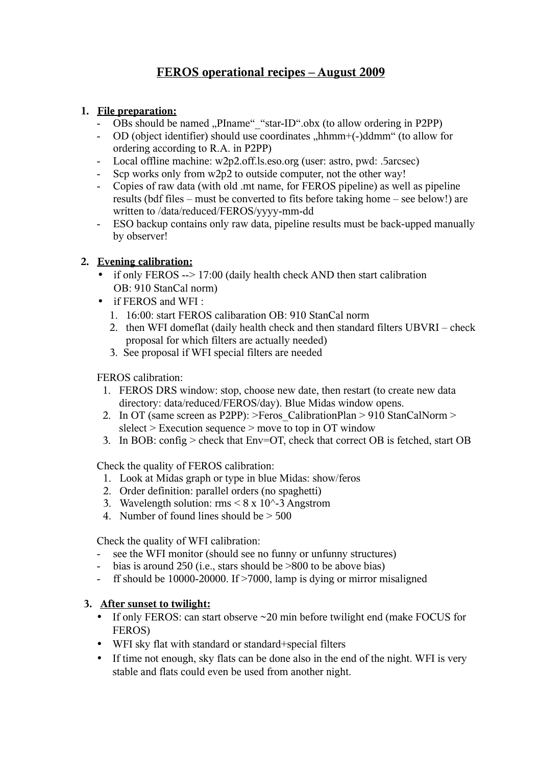# FEROS operational recipes – August 2009

1. **File preparation:**
   - OBs should be named „PIname“_“star-ID“.obx (to allow ordering in P2PP)
   - OD (object identifier) should use coordinates „hhmm+(-)ddmm“ (to allow for ordering according to R.A. in P2PP)
   - Local offline machine: w2p2.off.ls.eso.org (user: astro, pwd: .5arcsec)
   - Scp works only from w2p2 to outside computer, not the other way!
   - Copies of raw data (with old .mt name, for FEROS pipeline) as well as pipeline results (bdf files – must be converted to fits before taking home – see below!) are written to /data/reduced/FEROS/yyyy-mm-dd
   - ESO backup contains only raw data, pipeline results must be back-upped manually by observer!

2. **Evening calibration:**
   - if only FEROS --> 17:00 (daily health check AND then start calibration OB: 910 StanCal norm)
   - if FEROS and WFI :
     1. 16:00: start FEROS calibaration OB: 910 StanCal norm
     2. then WFI domeflat (daily health check and then standard filters UBVRI – check proposal for which filters are actually needed)
     3. See proposal if WFI special filters are needed

   FEROS calibration:
   1. FEROS DRS window: stop, choose new date, then restart (to create new data directory: data/reduced/FEROS/day). Blue Midas window opens.
   2. In OT (same screen as P2PP): >Feros_CalibrationPlan > 910 StanCalNorm > slelect > Execution sequence > move to top in OT window
   3. In BOB: config > check that Env=OT, check that correct OB is fetched, start OB

   Check the quality of FEROS calibration:
   1. Look at Midas graph or type in blue Midas: show/feros
   2. Order definition: parallel orders (no spaghetti)
   3. Wavelength solution: rms < 8 x 10^-3 Angstrom
   4. Number of found lines should be > 500

   Check the quality of WFI calibration:
   - see the WFI monitor (should see no funny or unfunny structures)
   - bias is around 250 (i.e., stars should be >800 to be above bias)
   - ff should be 10000-20000. If >7000, lamp is dying or mirror misaligned

3. **After sunset to twilight:**
   - If only FEROS: can start observe ~20 min before twilight end (make FOCUS for FEROS)
   - WFI sky flat with standard or standard+special filters
   - If time not enough, sky flats can be done also in the end of the night. WFI is very stable and flats could even be used from another night.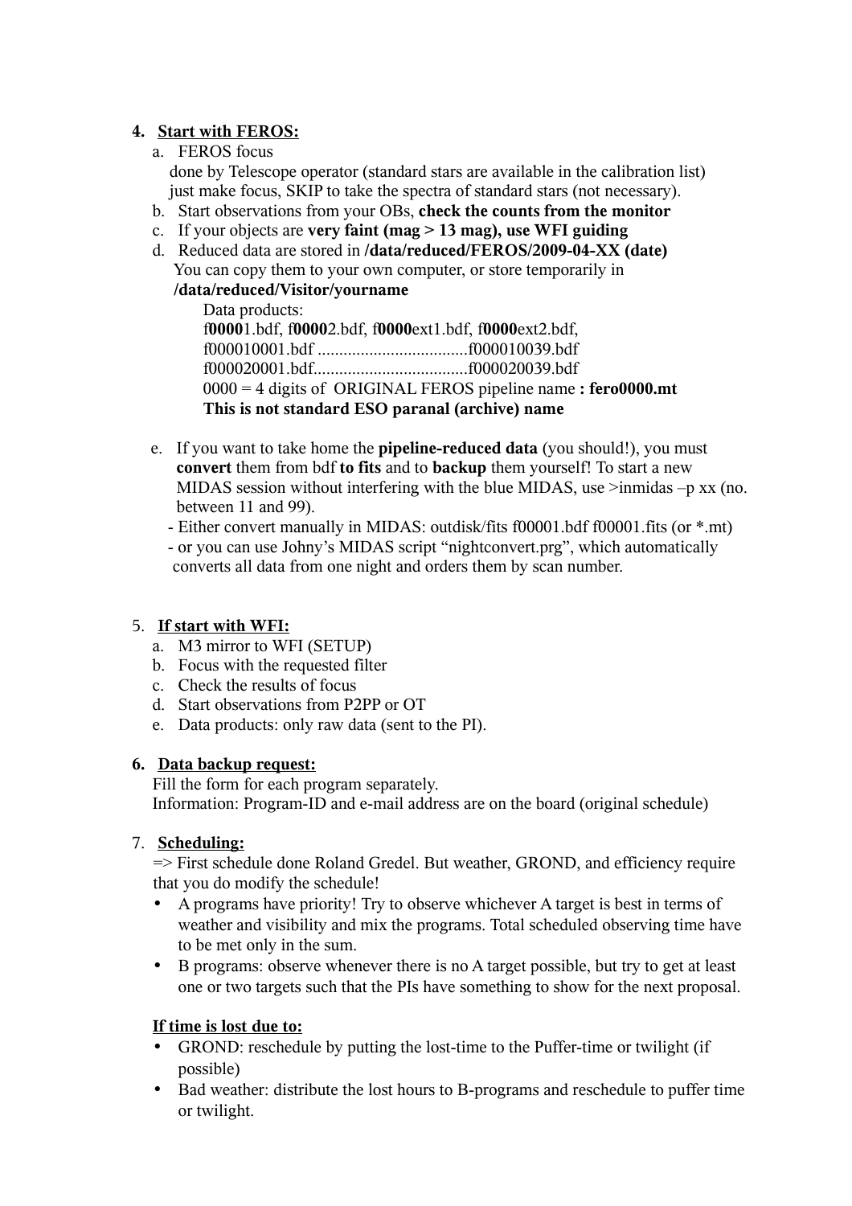4. **Start with FEROS:**
   a. FEROS focus
      done by Telescope operator (standard stars are available in the calibration list)
      just make focus, SKIP to take the spectra of standard stars (not necessary).
   b. Start observations from your OBs, **check the counts from the monitor**
   c. If your objects are **very faint (mag > 13 mag), use WFI guiding**
   d. Reduced data are stored in **/data/reduced/FEROS/2009-04-XX (date)**
      You can copy them to your own computer, or store temporarily in
      **/data/reduced/Visitor/yourname**
      
      Data products:
      f**0000**1.bdf, f**0000**2.bdf, f**0000**ext1.bdf, f**0000**ext2.bdf,
      f000010001.bdf ...................................f000010039.bdf
      f000020001.bdf...................................f000020039.bdf
      0000 = 4 digits of ORIGINAL FEROS pipeline name **: fero0000.mt**
      **This is not standard ESO paranal (archive) name**

   e. If you want to take home the **pipeline-reduced data** (you should!), you must **convert** them from bdf **to fits** and to **backup** them yourself! To start a new MIDAS session without interfering with the blue MIDAS, use >inmidas –p xx (no. between 11 and 99).
      - Either convert manually in MIDAS: outdisk/fits f00001.bdf f00001.fits (or *.mt)
      - or you can use Johny's MIDAS script "nightconvert.prg", which automatically converts all data from one night and orders them by scan number.

5. **If start with WFI:**
   a. M3 mirror to WFI (SETUP)
   b. Focus with the requested filter
   c. Check the results of focus
   d. Start observations from P2PP or OT
   e. Data products: only raw data (sent to the PI).

6. **Data backup request:**
   Fill the form for each program separately.
   Information: Program-ID and e-mail address are on the board (original schedule)

7. **Scheduling:**
   => First schedule done Roland Gredel. But weather, GROND, and efficiency require that you do modify the schedule!
   - A programs have priority! Try to observe whichever A target is best in terms of weather and visibility and mix the programs. Total scheduled observing time have to be met only in the sum.
   - B programs: observe whenever there is no A target possible, but try to get at least one or two targets such that the PIs have something to show for the next proposal.

   **If time is lost due to:**
   - GROND: reschedule by putting the lost-time to the Puffer-time or twilight (if possible)
   - Bad weather: distribute the lost hours to B-programs and reschedule to puffer time or twilight.